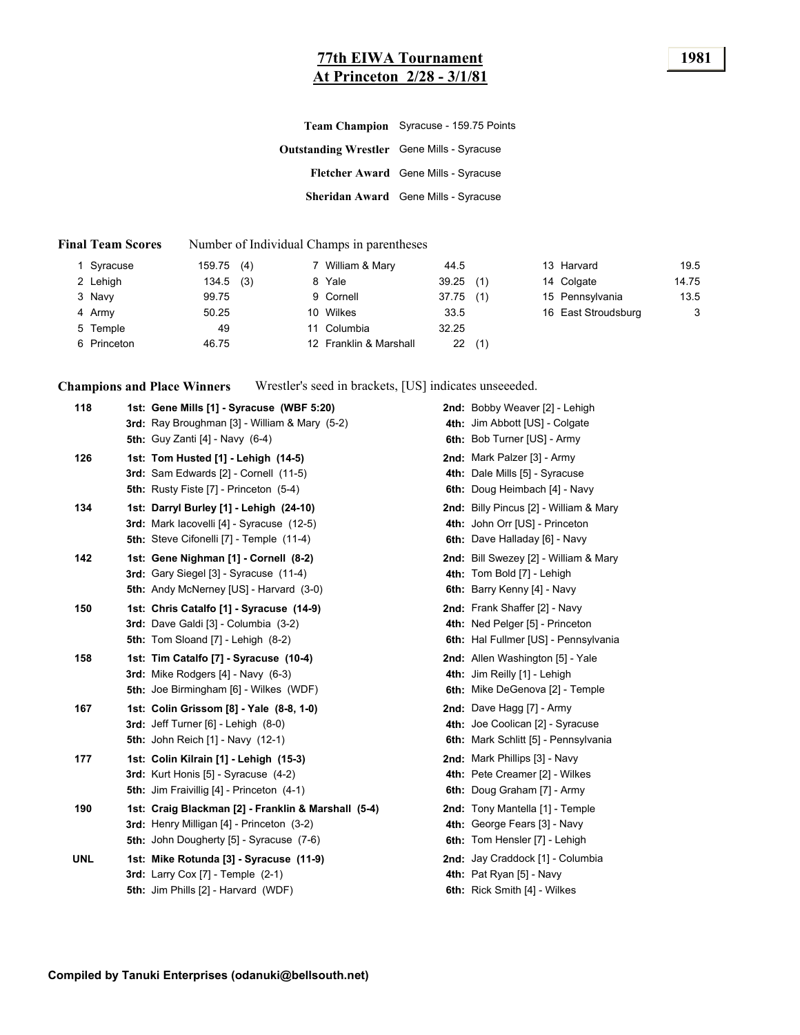# 77th EWIA Tournament

## At Princeton 2/28 - 3/1/81

**1981**

**Team Champion** Syracuse - 159.75 Points

**Outstanding Wrestler** Gene Mills - Syracuse

**Fletcher Award** Gene Mills - Syracuse

**Sheridan Award** Gene Mills - Syracuse

### Final Team Scores

Number of Individual Champs in parentheses

| | Team | Score | Champs |
|---|---|---|---|
| 1 | Syracuse | 159.75 | (4) |
| 2 | Lehigh | 134.5 | (3) |
| 3 | Navy | 99.75 | |
| 4 | Army | 50.25 | |
| 5 | Temple | 49 | |
| 6 | Princeton | 46.75 | |
| 7 | William & Mary | 44.5 | |
| 8 | Yale | 39.25 | (1) |
| 9 | Cornell | 37.75 | (1) |
| 10 | Wilkes | 33.5 | |
| 11 | Columbia | 32.25 | |
| 12 | Franklin & Marshall | 22 | (1) |
| 13 | Harvard | 19.5 | |
| 14 | Colgate | 14.75 | |
| 15 | Pennsylvania | 13.5 | |
| 16 | East Stroudsburg | 3 | |

### Champions and Place Winners

Wrestler's seed in brackets, [US] indicates unseeeded.

**118**
- **1st: Gene Mills [1] - Syracuse (WBF 5:20)**
- **2nd:** Bobby Weaver [2] - Lehigh
- **3rd:** Ray Broughman [3] - William & Mary (5-2)
- **4th:** Jim Abbott [US] - Colgate
- **5th:** Guy Zanti [4] - Navy (6-4)
- **6th:** Bob Turner [US] - Army

**126**
- **1st: Tom Husted [1] - Lehigh (14-5)**
- **2nd:** Mark Palzer [3] - Army
- **3rd:** Sam Edwards [2] - Cornell (11-5)
- **4th:** Dale Mills [5] - Syracuse
- **5th:** Rusty Fiste [7] - Princeton (5-4)
- **6th:** Doug Heimbach [4] - Navy

**134**
- **1st: Darryl Burley [1] - Lehigh (24-10)**
- **2nd:** Billy Pincus [2] - William & Mary
- **3rd:** Mark Iacovelli [4] - Syracuse (12-5)
- **4th:** John Orr [US] - Princeton
- **5th:** Steve Cifonelli [7] - Temple (11-4)
- **6th:** Dave Halladay [6] - Navy

**142**
- **1st: Gene Nighman [1] - Cornell (8-2)**
- **2nd:** Bill Swezey [2] - William & Mary
- **3rd:** Gary Siegel [3] - Syracuse (11-4)
- **4th:** Tom Bold [7] - Lehigh
- **5th:** Andy McNerney [US] - Harvard (3-0)
- **6th:** Barry Kenny [4] - Navy

**150**
- **1st: Chris Catalfo [1] - Syracuse (14-9)**
- **2nd:** Frank Shaffer [2] - Navy
- **3rd:** Dave Galdi [3] - Columbia (3-2)
- **4th:** Ned Pelger [5] - Princeton
- **5th:** Tom Sloand [7] - Lehigh (8-2)
- **6th:** Hal Fullmer [US] - Pennsylvania

**158**
- **1st: Tim Catalfo [7] - Syracuse (10-4)**
- **2nd:** Allen Washington [5] - Yale
- **3rd:** Mike Rodgers [4] - Navy (6-3)
- **4th:** Jim Reilly [1] - Lehigh
- **5th:** Joe Birmingham [6] - Wilkes (WDF)
- **6th:** Mike DeGenova [2] - Temple

**167**
- **1st: Colin Grissom [8] - Yale (8-8, 1-0)**
- **2nd:** Dave Hagg [7] - Army
- **3rd:** Jeff Turner [6] - Lehigh (8-0)
- **4th:** Joe Coolican [2] - Syracuse
- **5th:** John Reich [1] - Navy (12-1)
- **6th:** Mark Schlitt [5] - Pennsylvania

**177**
- **1st: Colin Kilrain [1] - Lehigh (15-3)**
- **2nd:** Mark Phillips [3] - Navy
- **3rd:** Kurt Honis [5] - Syracuse (4-2)
- **4th:** Pete Creamer [2] - Wilkes
- **5th:** Jim Fraivillig [4] - Princeton (4-1)
- **6th:** Doug Graham [7] - Army

**190**
- **1st: Craig Blackman [2] - Franklin & Marshall (5-4)**
- **2nd:** Tony Mantella [1] - Temple
- **3rd:** Henry Milligan [4] - Princeton (3-2)
- **4th:** George Fears [3] - Navy
- **5th:** John Dougherty [5] - Syracuse (7-6)
- **6th:** Tom Hensler [7] - Lehigh

**UNL**
- **1st: Mike Rotunda [3] - Syracuse (11-9)**
- **2nd:** Jay Craddock [1] - Columbia
- **3rd:** Larry Cox [7] - Temple (2-1)
- **4th:** Pat Ryan [5] - Navy
- **5th:** Jim Phills [2] - Harvard (WDF)
- **6th:** Rick Smith [4] - Wilkes

**Compiled by Tanuki Enterprises (odanuki@bellsouth.net)**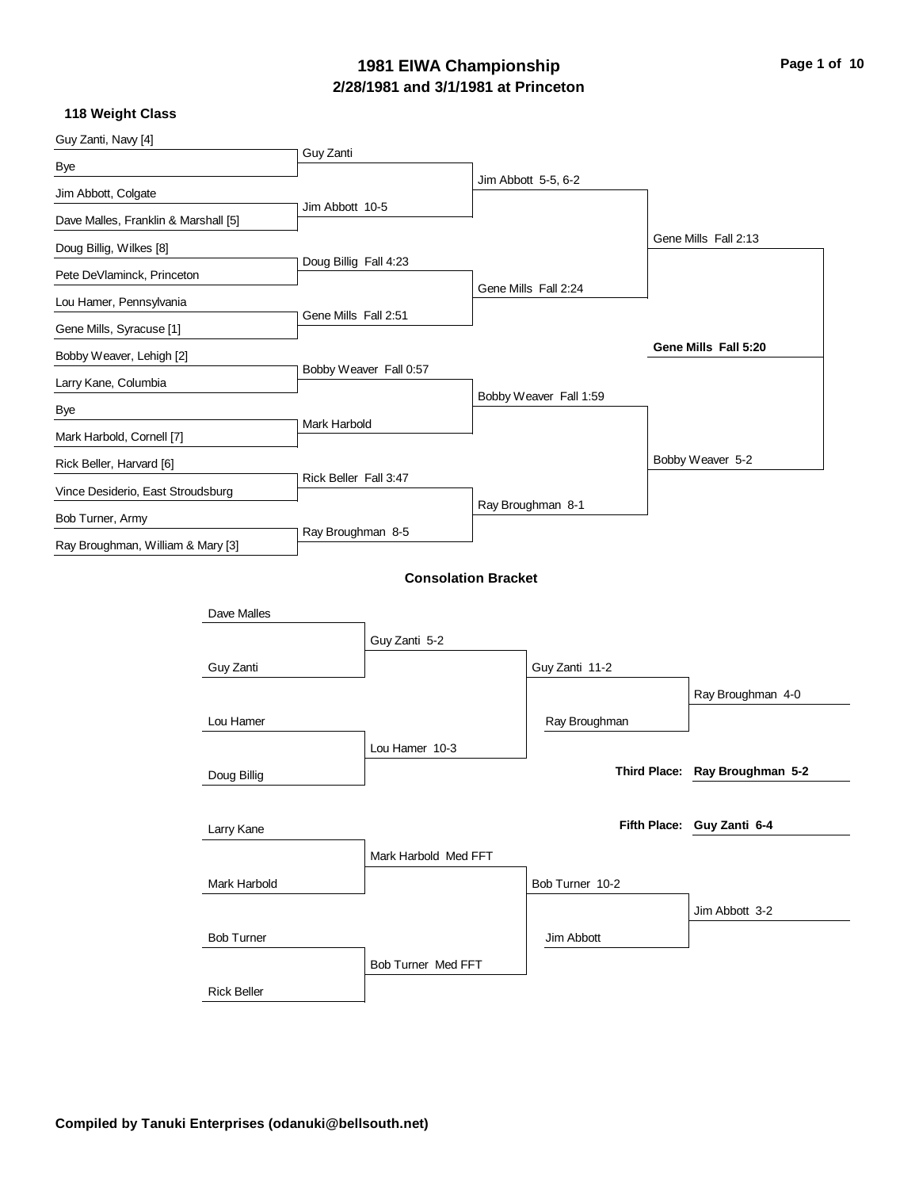# 1981 EIWA Championship
## 2/28/1981 and 3/1/1981 at Princeton

### 118 Weight Class

**Championship Bracket**

| First Round | Quarterfinals | Semifinals | Finals |
|---|---|---|---|
| Guy Zanti, Navy [4] vs Bye | Guy Zanti | | |
| Jim Abbott, Colgate vs Dave Malles, Franklin & Marshall [5] | Jim Abbott 10-5 | Jim Abbott 5-5, 6-2 | |
| Doug Billig, Wilkes [8] vs Pete DeVlaminck, Princeton | Doug Billig Fall 4:23 | | |
| Lou Hamer, Pennsylvania vs Gene Mills, Syracuse [1] | Gene Mills Fall 2:51 | Gene Mills Fall 2:24 | Gene Mills Fall 2:13 |
| Bobby Weaver, Lehigh [2] vs Larry Kane, Columbia | Bobby Weaver Fall 0:57 | | |
| Bye vs Mark Harbold, Cornell [7] | Mark Harbold | Bobby Weaver Fall 1:59 | |
| Rick Beller, Harvard [6] vs Vince Desiderio, East Stroudsburg | Rick Beller Fall 3:47 | | |
| Bob Turner, Army vs Ray Broughman, William & Mary [3] | Ray Broughman 8-5 | Ray Broughman 8-1 | Bobby Weaver 5-2 |

**Champion: Gene Mills Fall 5:20**

### Consolation Bracket

| First Round | Second Round | Semifinals | Finals |
|---|---|---|---|
| Dave Malles vs Guy Zanti | Guy Zanti 5-2 | | |
| Lou Hamer vs Doug Billig | Lou Hamer 10-3 | Guy Zanti 11-2 | |
| | Ray Broughman | | Ray Broughman 4-0 |
| Larry Kane vs Mark Harbold | Mark Harbold Med FFT | | |
| Bob Turner vs Rick Beller | Bob Turner Med FFT | Bob Turner 10-2 | |
| | Jim Abbott | | Jim Abbott 3-2 |

**Third Place:** **Ray Broughman 5-2**

**Fifth Place:** **Guy Zanti 6-4**

**Compiled by Tanuki Enterprises (odanuki@bellsouth.net)**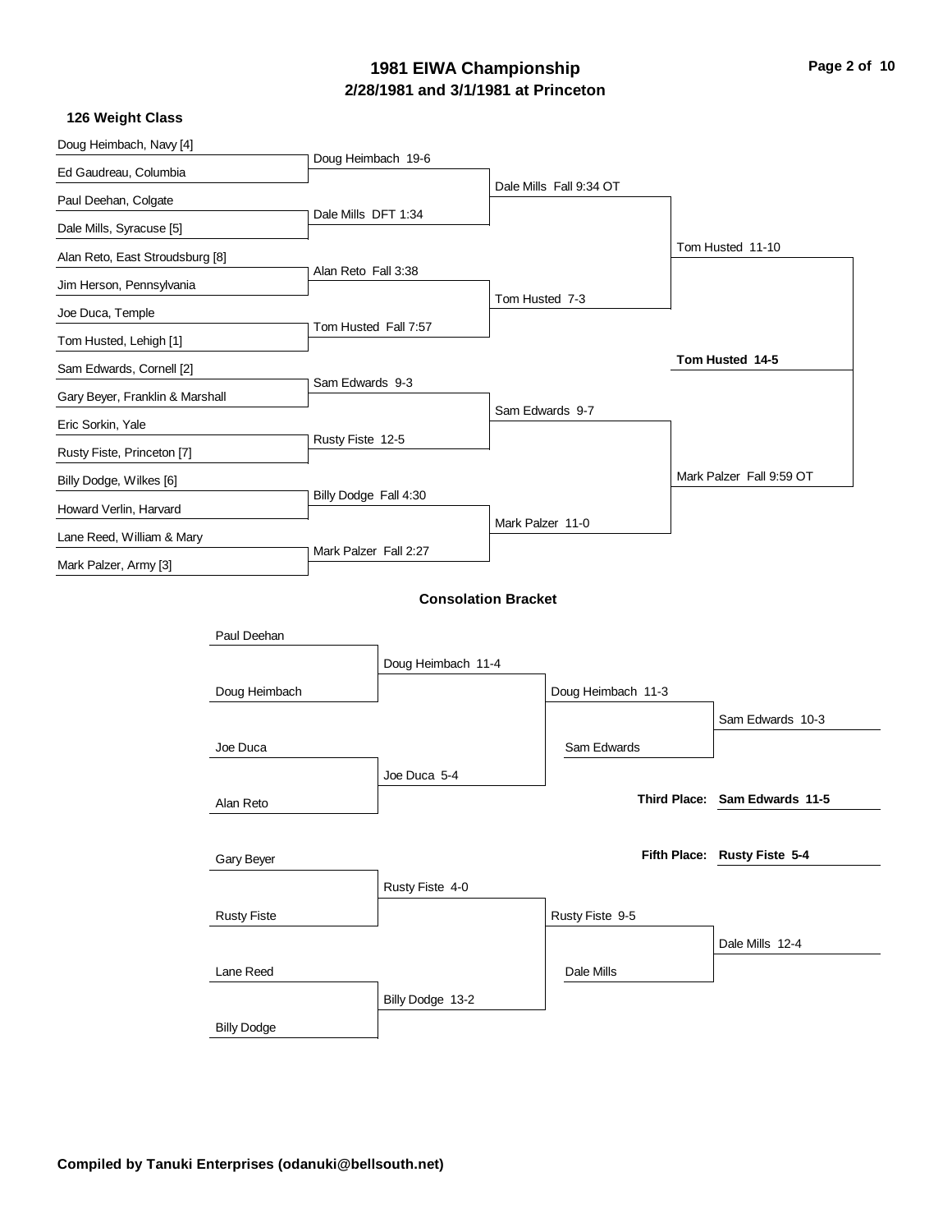# 1981 EIWA Championship
## 2/28/1981 and 3/1/1981 at Princeton

### 126 Weight Class

**Championship Bracket**

First Round:
- Doug Heimbach, Navy [4] vs Ed Gaudreau, Columbia — Doug Heimbach 19-6
- Paul Deehan, Colgate vs Dale Mills, Syracuse [5] — Dale Mills DFT 1:34
- Alan Reto, East Stroudsburg [8] vs Jim Herson, Pennsylvania — Alan Reto Fall 3:38
- Joe Duca, Temple vs Tom Husted, Lehigh [1] — Tom Husted Fall 7:57
- Sam Edwards, Cornell [2] vs Gary Beyer, Franklin & Marshall — Sam Edwards 9-3
- Eric Sorkin, Yale vs Rusty Fiste, Princeton [7] — Rusty Fiste 12-5
- Billy Dodge, Wilkes [6] vs Howard Verlin, Harvard — Billy Dodge Fall 4:30
- Lane Reed, William & Mary vs Mark Palzer, Army [3] — Mark Palzer Fall 2:27

Quarterfinals:
- Dale Mills Fall 9:34 OT
- Tom Husted 7-3
- Sam Edwards 9-7
- Mark Palzer 11-0

Semifinals:
- Tom Husted 11-10
- Mark Palzer Fall 9:59 OT

Final:
- **Tom Husted 14-5**

### Consolation Bracket

- Paul Deehan vs Doug Heimbach — Doug Heimbach 11-4
- Joe Duca vs Alan Reto — Joe Duca 5-4
- Doug Heimbach 11-3
- Sam Edwards 10-3 (vs Sam Edwards)
- **Third Place: Sam Edwards 11-5**
- **Fifth Place: Rusty Fiste 5-4**
- Gary Beyer vs Rusty Fiste — Rusty Fiste 4-0
- Lane Reed vs Billy Dodge — Billy Dodge 13-2
- Rusty Fiste 9-5
- Dale Mills 12-4 (vs Dale Mills)

**Compiled by Tanuki Enterprises (odanuki@bellsouth.net)**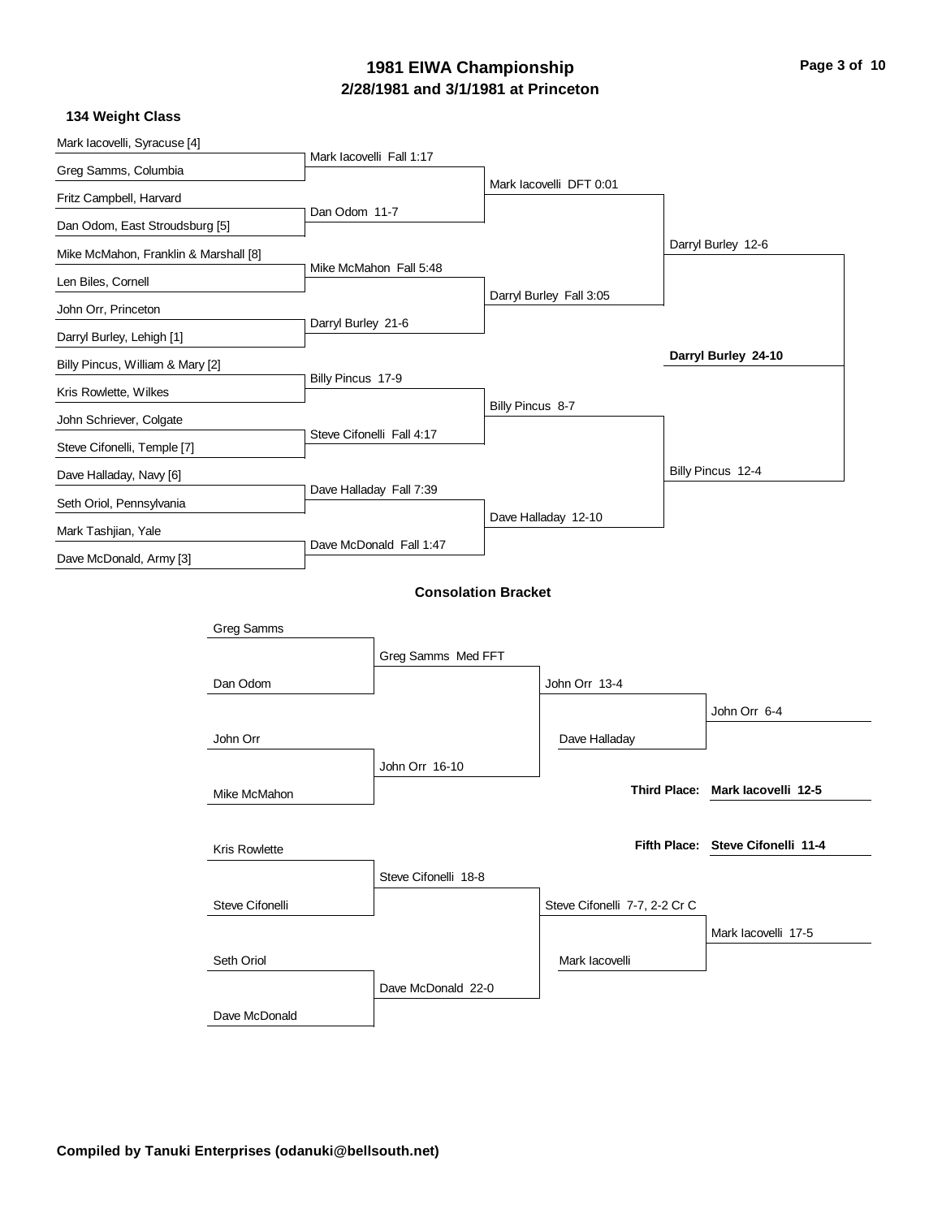# 1981 EIWA Championship
## 2/28/1981 and 3/1/1981 at Princeton

### 134 Weight Class

**Championship Bracket**

First round:
- Mark Iacovelli, Syracuse [4] vs Greg Samms, Columbia — Mark Iacovelli Fall 1:17
- Fritz Campbell, Harvard vs Dan Odom, East Stroudsburg [5] — Dan Odom 11-7
- Mike McMahon, Franklin & Marshall [8] vs Len Biles, Cornell — Mike McMahon Fall 5:48
- John Orr, Princeton vs Darryl Burley, Lehigh [1] — Darryl Burley 21-6
- Billy Pincus, William & Mary [2] vs Kris Rowlette, Wilkes — Billy Pincus 17-9
- John Schriever, Colgate vs Steve Cifonelli, Temple [7] — Steve Cifonelli Fall 4:17
- Dave Halladay, Navy [6] vs Seth Oriol, Pennsylvania — Dave Halladay Fall 7:39
- Mark Tashjian, Yale vs Dave McDonald, Army [3] — Dave McDonald Fall 1:47

Quarterfinals:
- Mark Iacovelli DFT 0:01
- Darryl Burley Fall 3:05
- Billy Pincus 8-7
- Dave Halladay 12-10

Semifinals:
- Darryl Burley 12-6
- Billy Pincus 12-4

Final:
- **Darryl Burley 24-10**

**Consolation Bracket**

- Greg Samms vs Dan Odom — Greg Samms Med FFT
- John Orr vs Mike McMahon — John Orr 16-10
- John Orr 13-4
- John Orr vs Dave Halladay — John Orr 6-4
- Kris Rowlette vs Steve Cifonelli — Steve Cifonelli 18-8
- Seth Oriol vs Dave McDonald — Dave McDonald 22-0
- Steve Cifonelli 7-7, 2-2 Cr C
- Steve Cifonelli vs Mark Iacovelli — Mark Iacovelli 17-5

**Third Place: Mark Iacovelli 12-5**

**Fifth Place: Steve Cifonelli 11-4**

**Compiled by Tanuki Enterprises (odanuki@bellsouth.net)**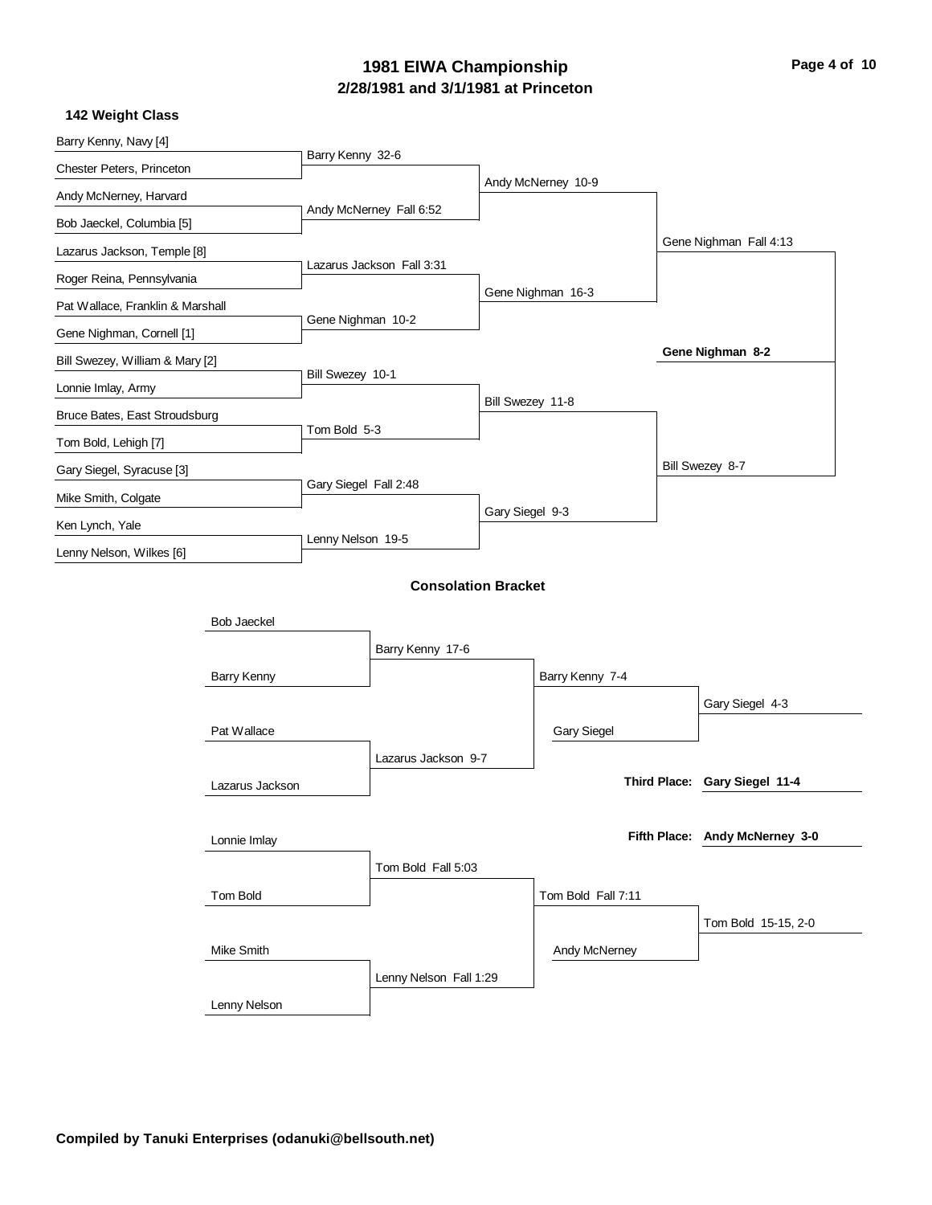# 1981 EIWA Championship
## 2/28/1981 and 3/1/1981 at Princeton

### 142 Weight Class

**First Round**

- Barry Kenny, Navy [4] vs. Chester Peters, Princeton — Barry Kenny 32-6
- Andy McNerney, Harvard vs. Bob Jaeckel, Columbia [5] — Andy McNerney Fall 6:52
- Lazarus Jackson, Temple [8] vs. Roger Reina, Pennsylvania — Lazarus Jackson Fall 3:31
- Pat Wallace, Franklin & Marshall vs. Gene Nighman, Cornell [1] — Gene Nighman 10-2
- Bill Swezey, William & Mary [2] vs. Lonnie Imlay, Army — Bill Swezey 10-1
- Bruce Bates, East Stroudsburg vs. Tom Bold, Lehigh [7] — Tom Bold 5-3
- Gary Siegel, Syracuse [3] vs. Mike Smith, Colgate — Gary Siegel Fall 2:48
- Ken Lynch, Yale vs. Lenny Nelson, Wilkes [6] — Lenny Nelson 19-5

**Quarterfinals**

- Andy McNerney 10-9
- Gene Nighman 16-3
- Bill Swezey 11-8
- Gary Siegel 9-3

**Semifinals**

- Gene Nighman Fall 4:13
- Bill Swezey 8-7

**Final**

- **Gene Nighman 8-2**

### Consolation Bracket

- Bob Jaeckel vs. Barry Kenny — Barry Kenny 17-6
- Pat Wallace vs. Lazarus Jackson — Lazarus Jackson 9-7
- Barry Kenny 7-4 vs. Gary Siegel
- Gary Siegel 4-3
- **Third Place:** Gary Siegel 11-4
- **Fifth Place:** Andy McNerney 3-0
- Lonnie Imlay vs. Tom Bold — Tom Bold Fall 5:03
- Mike Smith vs. Lenny Nelson — Lenny Nelson Fall 1:29
- Tom Bold Fall 7:11 vs. Andy McNerney
- Tom Bold 15-15, 2-0

**Compiled by Tanuki Enterprises (odanuki@bellsouth.net)**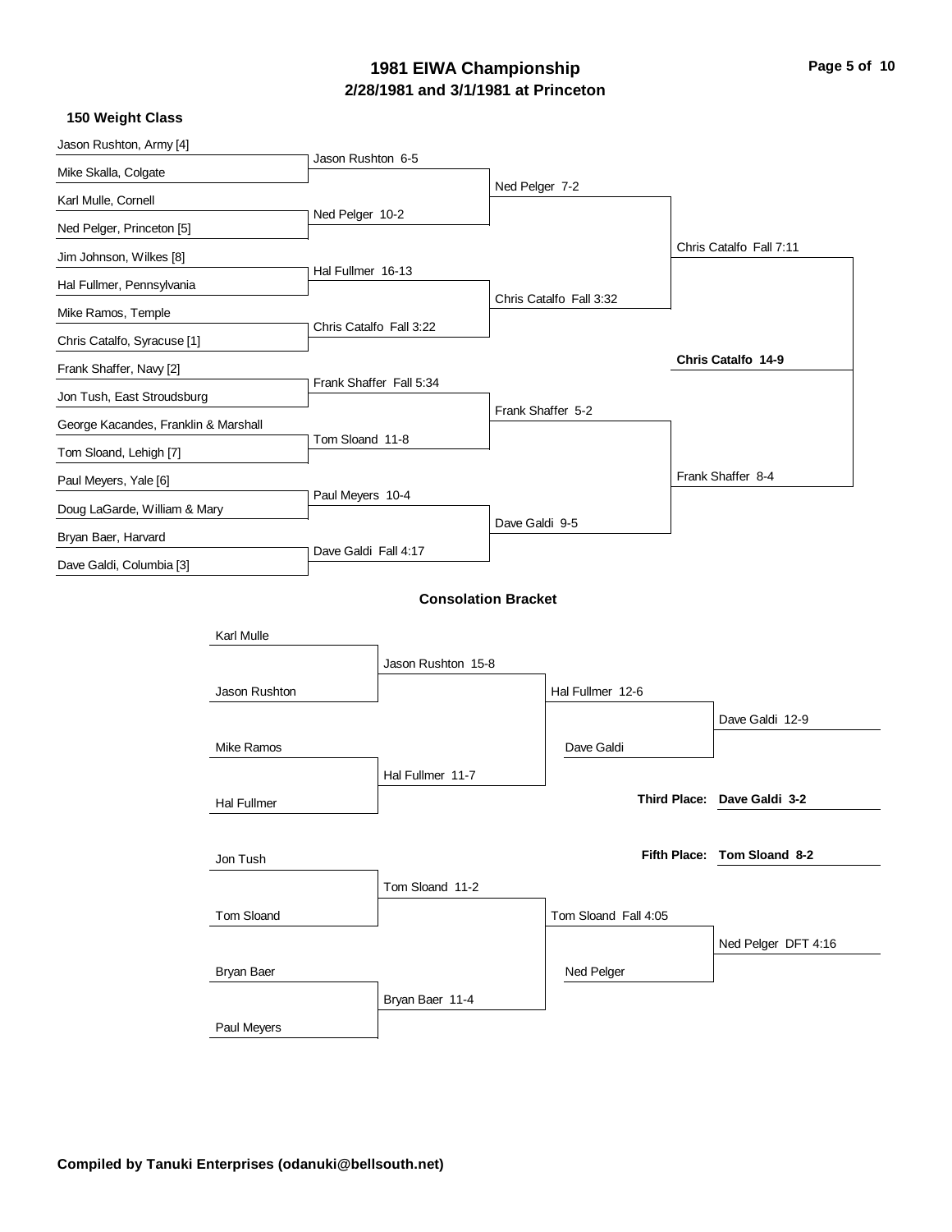# 1981 EIWA Championship
## 2/28/1981 and 3/1/1981 at Princeton

### 150 Weight Class

| First Round | Quarterfinals | Semifinals | Finals | Champion |
|---|---|---|---|---|
| Jason Rushton, Army [4] | Jason Rushton 6-5 | Ned Pelger 7-2 | Chris Catalfo Fall 7:11 | **Chris Catalfo 14-9** |
| Mike Skalla, Colgate | | | | |
| Karl Mulle, Cornell | Ned Pelger 10-2 | | | |
| Ned Pelger, Princeton [5] | | | | |
| Jim Johnson, Wilkes [8] | Hal Fullmer 16-13 | Chris Catalfo Fall 3:32 | | |
| Hal Fullmer, Pennsylvania | | | | |
| Mike Ramos, Temple | Chris Catalfo Fall 3:22 | | | |
| Chris Catalfo, Syracuse [1] | | | | |
| Frank Shaffer, Navy [2] | Frank Shaffer Fall 5:34 | Frank Shaffer 5-2 | Frank Shaffer 8-4 | |
| Jon Tush, East Stroudsburg | | | | |
| George Kacandes, Franklin & Marshall | Tom Sloand 11-8 | | | |
| Tom Sloand, Lehigh [7] | | | | |
| Paul Meyers, Yale [6] | Paul Meyers 10-4 | Dave Galdi 9-5 | | |
| Doug LaGarde, William & Mary | | | | |
| Bryan Baer, Harvard | Dave Galdi Fall 4:17 | | | |
| Dave Galdi, Columbia [3] | | | | |

### Consolation Bracket

| Round 1 | Round 2 | Round 3 | Consolation Final |
|---|---|---|---|
| Karl Mulle | Jason Rushton 15-8 | Hal Fullmer 12-6 | Dave Galdi 12-9 |
| Jason Rushton | | | |
| Mike Ramos | Hal Fullmer 11-7 | Dave Galdi | |
| Hal Fullmer | | | |
| Jon Tush | Tom Sloand 11-2 | Tom Sloand Fall 4:05 | Ned Pelger DFT 4:16 |
| Tom Sloand | | | |
| Bryan Baer | Bryan Baer 11-4 | Ned Pelger | |
| Paul Meyers | | | |

**Third Place: Dave Galdi 3-2**

**Fifth Place: Tom Sloand 8-2**

**Compiled by Tanuki Enterprises (odanuki@bellsouth.net)**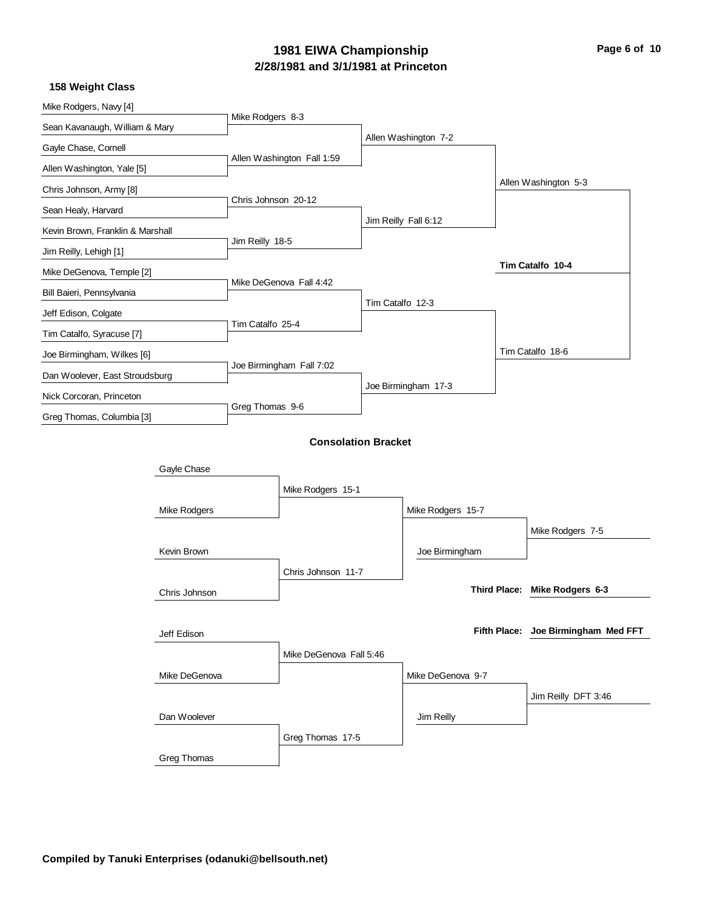# 1981 EIWA Championship

## 2/28/1981 and 3/1/1981 at Princeton

### 158 Weight Class

**Championship Bracket**

First Round:
- Mike Rodgers, Navy [4] vs Sean Kavanaugh, William & Mary — Mike Rodgers 8-3
- Gayle Chase, Cornell vs Allen Washington, Yale [5] — Allen Washington Fall 1:59
- Chris Johnson, Army [8] vs Sean Healy, Harvard — Chris Johnson 20-12
- Kevin Brown, Franklin & Marshall vs Jim Reilly, Lehigh [1] — Jim Reilly 18-5
- Mike DeGenova, Temple [2] vs Bill Baieri, Pennsylvania — Mike DeGenova Fall 4:42
- Jeff Edison, Colgate vs Tim Catalfo, Syracuse [7] — Tim Catalfo 25-4
- Joe Birmingham, Wilkes [6] vs Dan Woolever, East Stroudsburg — Joe Birmingham Fall 7:02
- Nick Corcoran, Princeton vs Greg Thomas, Columbia [3] — Greg Thomas 9-6

Quarterfinals:
- Allen Washington 7-2
- Jim Reilly Fall 6:12
- Tim Catalfo 12-3
- Joe Birmingham 17-3

Semifinals:
- Allen Washington 5-3
- Tim Catalfo 18-6

Final:
- **Tim Catalfo 10-4**

### Consolation Bracket

- Gayle Chase vs Mike Rodgers — Mike Rodgers 15-1
- Kevin Brown vs Chris Johnson — Chris Johnson 11-7
- Mike Rodgers 15-7
- Mike Rodgers vs Joe Birmingham — Mike Rodgers 7-5
- Jeff Edison vs Mike DeGenova — Mike DeGenova Fall 5:46
- Dan Woolever vs Greg Thomas — Greg Thomas 17-5
- Mike DeGenova 9-7
- Mike DeGenova vs Jim Reilly — Jim Reilly DFT 3:46

**Third Place: Mike Rodgers 6-3**

**Fifth Place: Joe Birmingham Med FFT**

**Compiled by Tanuki Enterprises (odanuki@bellsouth.net)**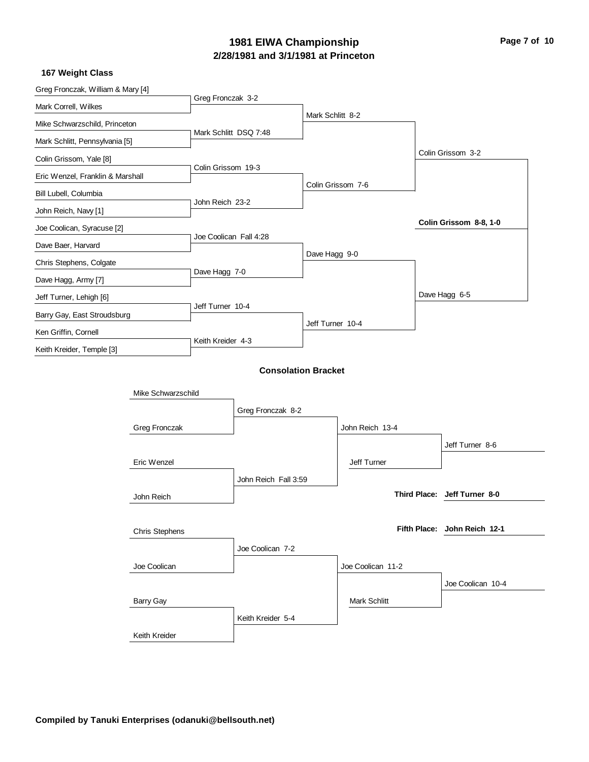# 1981 EIWA Championship
## 2/28/1981 and 3/1/1981 at Princeton

### 167 Weight Class

**Championship Bracket**

| First Round | Quarterfinals | Semifinals | Finals |
| --- | --- | --- | --- |
| Greg Fronczak, William & Mary [4] | | | |
| Mark Correll, Wilkes | Greg Fronczak 3-2 | | |
| Mike Schwarzschild, Princeton | | Mark Schlitt 8-2 | |
| Mark Schlitt, Pennsylvania [5] | Mark Schlitt DSQ 7:48 | | |
| Colin Grissom, Yale [8] | | | Colin Grissom 3-2 |
| Eric Wenzel, Franklin & Marshall | Colin Grissom 19-3 | | |
| Bill Lubell, Columbia | | Colin Grissom 7-6 | |
| John Reich, Navy [1] | John Reich 23-2 | | |
| Joe Coolican, Syracuse [2] | | | **Colin Grissom 8-8, 1-0** |
| Dave Baer, Harvard | Joe Coolican Fall 4:28 | | |
| Chris Stephens, Colgate | | Dave Hagg 9-0 | |
| Dave Hagg, Army [7] | Dave Hagg 7-0 | | |
| Jeff Turner, Lehigh [6] | | | Dave Hagg 6-5 |
| Barry Gay, East Stroudsburg | Jeff Turner 10-4 | | |
| Ken Griffin, Cornell | | Jeff Turner 10-4 | |
| Keith Kreider, Temple [3] | Keith Kreider 4-3 | | |

### Consolation Bracket

| Wrestlers | Round 1 | Round 2 | Placement |
| --- | --- | --- | --- |
| Mike Schwarzschild | | | |
| Greg Fronczak | Greg Fronczak 8-2 | | |
| Eric Wenzel | | John Reich 13-4 | |
| John Reich | John Reich Fall 3:59 | Jeff Turner | Jeff Turner 8-6 |
| Chris Stephens | | | |
| Joe Coolican | Joe Coolican 7-2 | | |
| Barry Gay | | Joe Coolican 11-2 | |
| Keith Kreider | Keith Kreider 5-4 | Mark Schlitt | Joe Coolican 10-4 |

**Third Place: Jeff Turner 8-0**

**Fifth Place: John Reich 12-1**

**Compiled by Tanuki Enterprises (odanuki@bellsouth.net)**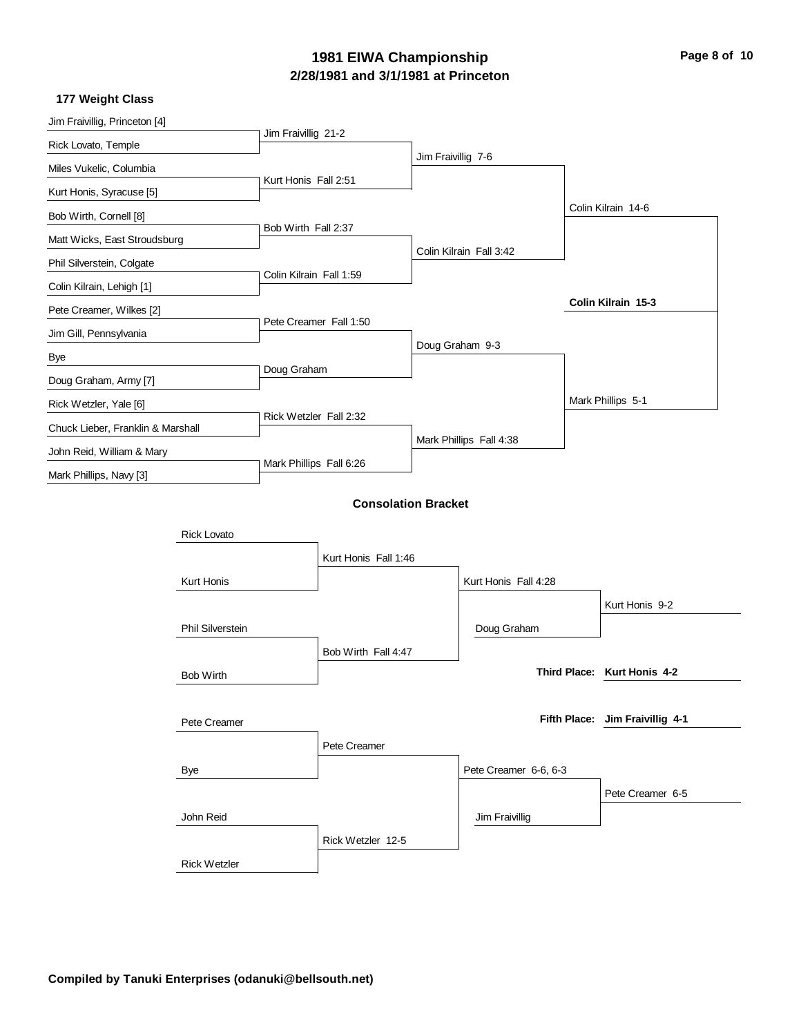# 1981 EIWA Championship
## 2/28/1981 and 3/1/1981 at Princeton

### 177 Weight Class

**Championship Bracket**

| First Round | Quarterfinals | Semifinals | Finals |
|---|---|---|---|
| Jim Fraivillig, Princeton [4] vs. Rick Lovato, Temple | Jim Fraivillig 21-2 | Jim Fraivillig 7-6 | Colin Kilrain 14-6 |
| Miles Vukelic, Columbia vs. Kurt Honis, Syracuse [5] | Kurt Honis Fall 2:51 | | |
| Bob Wirth, Cornell [8] vs. Matt Wicks, East Stroudsburg | Bob Wirth Fall 2:37 | Colin Kilrain Fall 3:42 | |
| Phil Silverstein, Colgate vs. Colin Kilrain, Lehigh [1] | Colin Kilrain Fall 1:59 | | |
| Pete Creamer, Wilkes [2] vs. Jim Gill, Pennsylvania | Pete Creamer Fall 1:50 | Doug Graham 9-3 | Mark Phillips 5-1 |
| Bye vs. Doug Graham, Army [7] | Doug Graham | | |
| Rick Wetzler, Yale [6] vs. Chuck Lieber, Franklin & Marshall | Rick Wetzler Fall 2:32 | Mark Phillips Fall 4:38 | |
| John Reid, William & Mary vs. Mark Phillips, Navy [3] | Mark Phillips Fall 6:26 | | |

**Champion: Colin Kilrain 15-3**

### Consolation Bracket

| Round 1 | Round 2 | Round 3 | Final |
|---|---|---|---|
| Rick Lovato vs. Kurt Honis | Kurt Honis Fall 1:46 | Kurt Honis Fall 4:28 | Kurt Honis 9-2 |
| Phil Silverstein vs. Bob Wirth | Bob Wirth Fall 4:47 | | |
| | Doug Graham | | |
| Pete Creamer vs. Bye | Pete Creamer | Pete Creamer 6-6, 6-3 | Pete Creamer 6-5 |
| John Reid vs. Rick Wetzler | Rick Wetzler 12-5 | | |
| | Jim Fraivillig | | |

**Third Place: Kurt Honis 4-2**

**Fifth Place: Jim Fraivillig 4-1**

**Compiled by Tanuki Enterprises (odanuki@bellsouth.net)**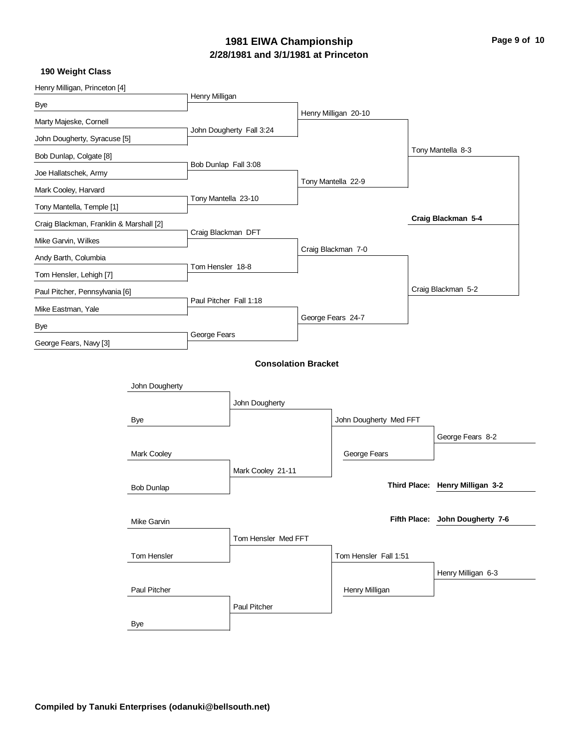# 1981 EIWA Championship
## 2/28/1981 and 3/1/1981 at Princeton

### 190 Weight Class

**Championship Bracket**

| First Round | Quarterfinals | Semifinals | Finals |
|---|---|---|---|
| Henry Milligan, Princeton [4] vs. Bye | Henry Milligan | | |
| Marty Majeske, Cornell vs. John Dougherty, Syracuse [5] | John Dougherty Fall 3:24 | Henry Milligan 20-10 | |
| Bob Dunlap, Colgate [8] vs. Joe Hallatschek, Army | Bob Dunlap Fall 3:08 | | Tony Mantella 8-3 |
| Mark Cooley, Harvard vs. Tony Mantella, Temple [1] | Tony Mantella 23-10 | Tony Mantella 22-9 | |
| Craig Blackman, Franklin & Marshall [2] vs. Mike Garvin, Wilkes | Craig Blackman DFT | | |
| Andy Barth, Columbia vs. Tom Hensler, Lehigh [7] | Tom Hensler 18-8 | Craig Blackman 7-0 | |
| Paul Pitcher, Pennsylvania [6] vs. Mike Eastman, Yale | Paul Pitcher Fall 1:18 | | Craig Blackman 5-2 |
| Bye vs. George Fears, Navy [3] | George Fears | George Fears 24-7 | |

**Champion: Craig Blackman 5-4**

### Consolation Bracket

| First Round | Second Round | Third Round | Consolation Semifinals |
|---|---|---|---|
| John Dougherty vs. Bye | John Dougherty | John Dougherty Med FFT | |
| Mark Cooley vs. Bob Dunlap | Mark Cooley 21-11 | | George Fears 8-2 |
| | | George Fears | |
| Mike Garvin vs. Tom Hensler | Tom Hensler Med FFT | Tom Hensler Fall 1:51 | |
| Paul Pitcher vs. Bye | Paul Pitcher | | Henry Milligan 6-3 |
| | | Henry Milligan | |

**Third Place: Henry Milligan 3-2**

**Fifth Place: John Dougherty 7-6**

**Compiled by Tanuki Enterprises (odanuki@bellsouth.net)**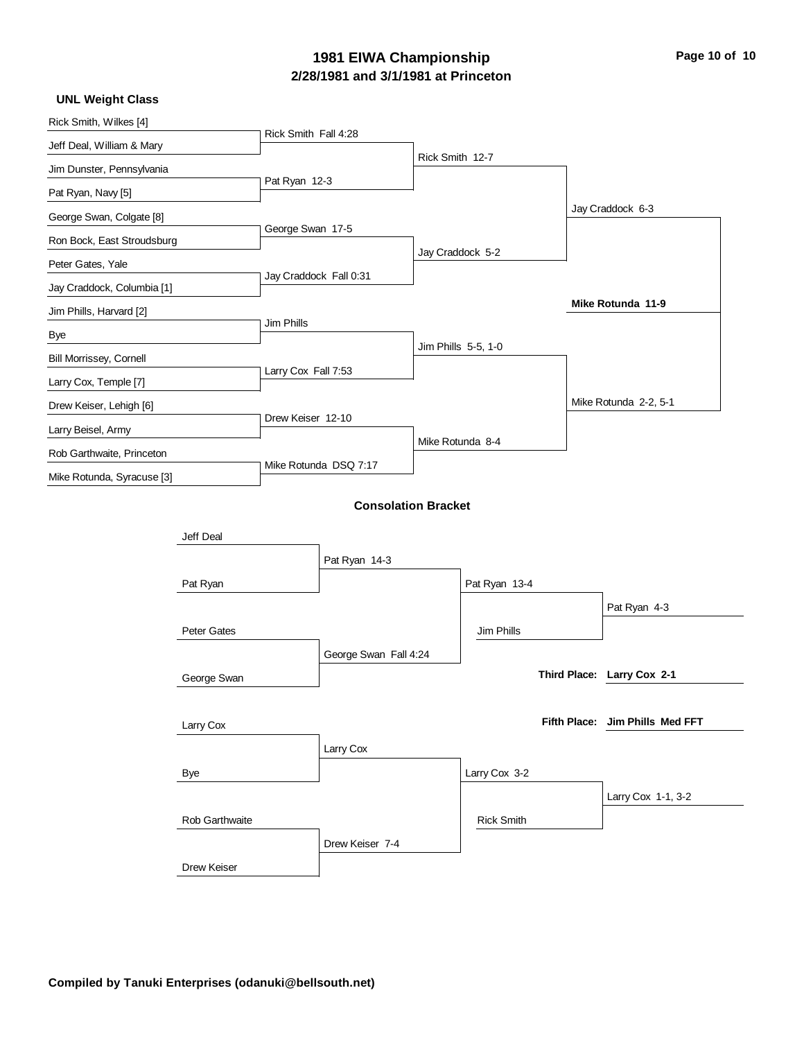# 1981 EIWA Championship

## 2/28/1981 and 3/1/1981 at Princeton

### UNL Weight Class

Rick Smith, Wilkes [4]
Jeff Deal, William & Mary
Jim Dunster, Pennsylvania
Pat Ryan, Navy [5]
George Swan, Colgate [8]
Ron Bock, East Stroudsburg
Peter Gates, Yale
Jay Craddock, Columbia [1]
Jim Phills, Harvard [2]
Bye
Bill Morrissey, Cornell
Larry Cox, Temple [7]
Drew Keiser, Lehigh [6]
Larry Beisel, Army
Rob Garthwaite, Princeton
Mike Rotunda, Syracuse [3]

Rick Smith Fall 4:28
Pat Ryan 12-3
George Swan 17-5
Jay Craddock Fall 0:31
Jim Phills
Larry Cox Fall 7:53
Drew Keiser 12-10
Mike Rotunda DSQ 7:17

Rick Smith 12-7
Jay Craddock 5-2
Jim Phills 5-5, 1-0
Mike Rotunda 8-4

Jay Craddock 6-3
Mike Rotunda 2-2, 5-1

**Mike Rotunda 11-9**

### Consolation Bracket

Jeff Deal
Pat Ryan
Peter Gates
George Swan

Pat Ryan 14-3
George Swan Fall 4:24

Pat Ryan 13-4
Jim Phills

Pat Ryan 4-3

**Third Place: Larry Cox 2-1**

**Fifth Place: Jim Phills Med FFT**

Larry Cox
Bye
Rob Garthwaite
Drew Keiser

Larry Cox
Drew Keiser 7-4

Larry Cox 3-2
Rick Smith

Larry Cox 1-1, 3-2

**Compiled by Tanuki Enterprises (odanuki@bellsouth.net)**